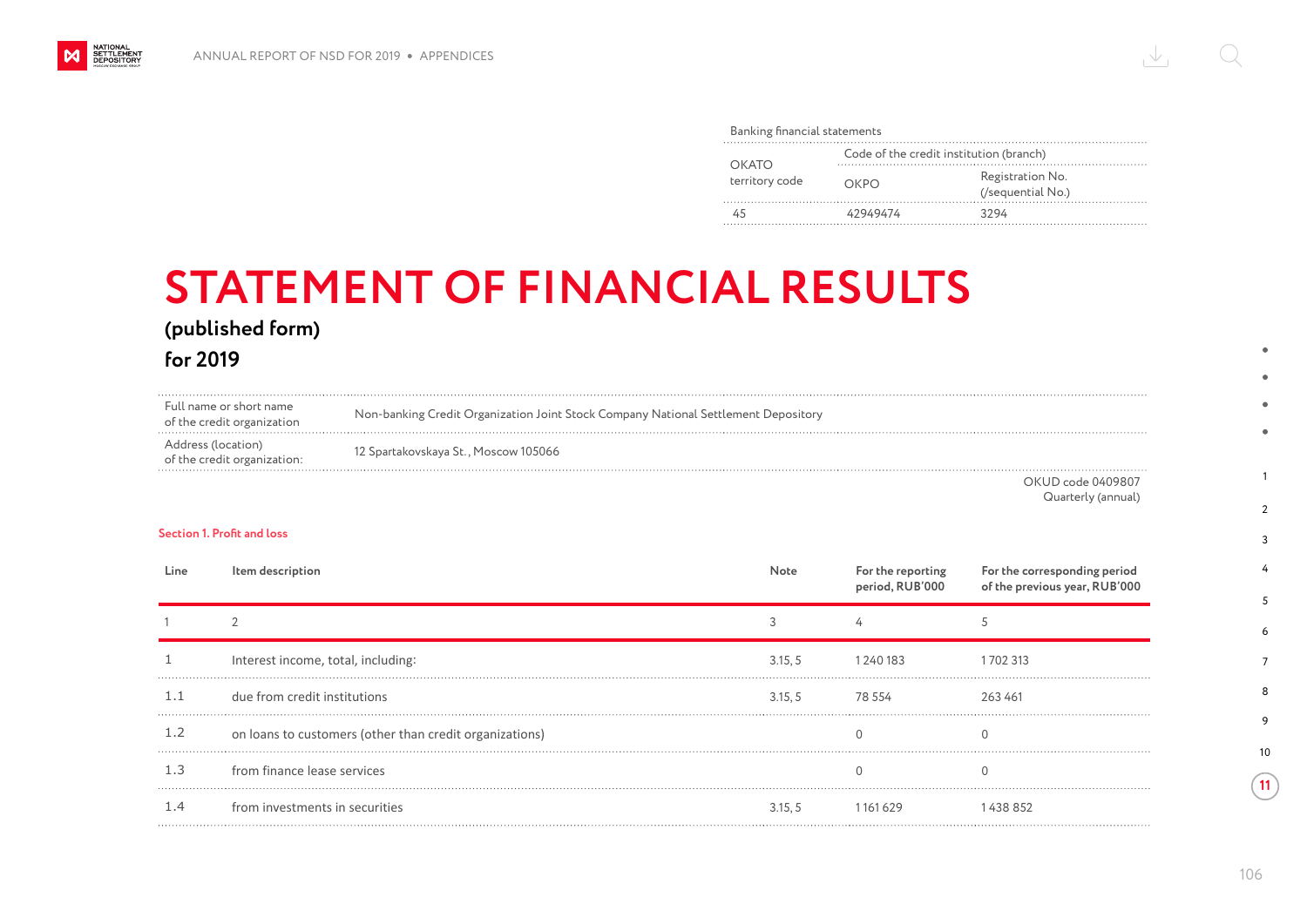| Banking financial statements | | |
|---|---|---|
| OKATO territory code | Code of the credit institution (branch) | |
| | OKPO | Registration No. (/sequential No.) |
| 45 | 42949474 | 3294 |

# STATEMENT OF FINANCIAL RESULTS

## (published form)

## for 2019

| | |
|---|---|
| Full name or short name of the credit organization | Non-banking Credit Organization Joint Stock Company National Settlement Depository |
| Address (location) of the credit organization: | 12 Spartakovskaya St., Moscow 105066 |

OKUD code 0409807
Quarterly (annual)

### Section 1. Profit and loss

| Line | Item description | Note | For the reporting period, RUB'000 | For the corresponding period of the previous year, RUB'000 |
|---|---|---|---|---|
| 1 | 2 | 3 | 4 | 5 |
| 1 | Interest income, total, including: | 3.15, 5 | 1 240 183 | 1 702 313 |
| 1.1 | due from credit institutions | 3.15, 5 | 78 554 | 263 461 |
| 1.2 | on loans to customers (other than credit organizations) | | 0 | 0 |
| 1.3 | from finance lease services | | 0 | 0 |
| 1.4 | from investments in securities | 3.15, 5 | 1 161 629 | 1 438 852 |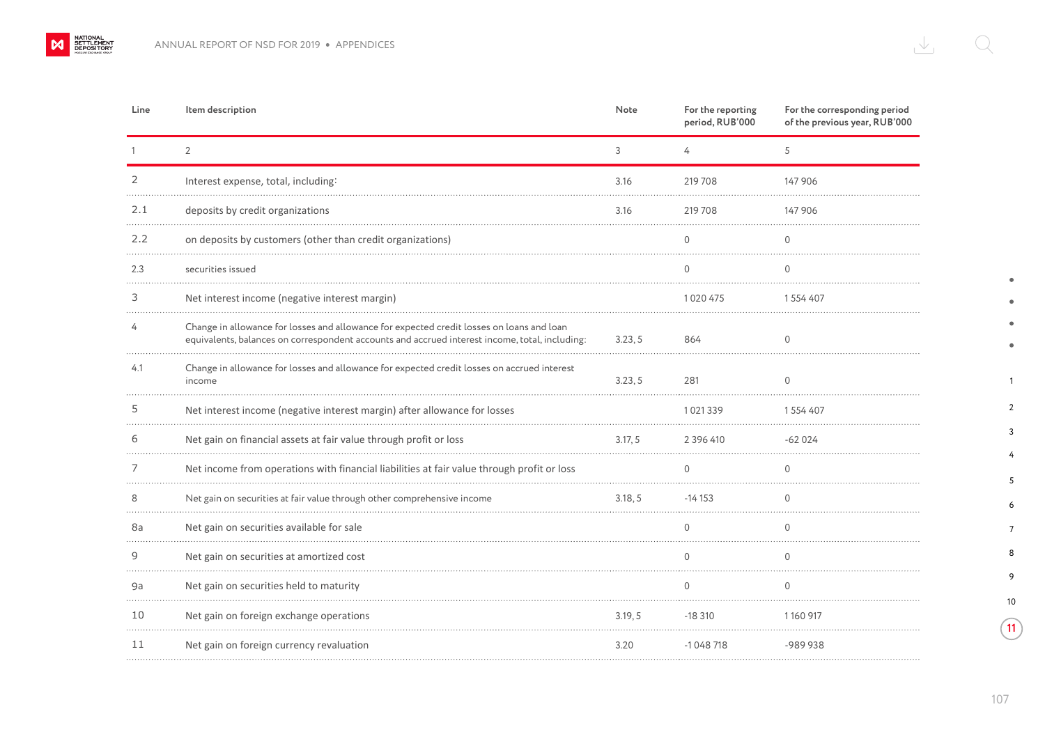| Line | Item description | Note | For the reporting period, RUB'000 | For the corresponding period of the previous year, RUB'000 |
|---|---|---|---|---|
| 1 | 2 | 3 | 4 | 5 |
| 2 | Interest expense, total, including: | 3.16 | 219 708 | 147 906 |
| 2.1 | deposits by credit organizations | 3.16 | 219 708 | 147 906 |
| 2.2 | on deposits by customers (other than credit organizations) | | 0 | 0 |
| 2.3 | securities issued | | 0 | 0 |
| 3 | Net interest income (negative interest margin) | | 1 020 475 | 1 554 407 |
| 4 | Change in allowance for losses and allowance for expected credit losses on loans and loan equivalents, balances on correspondent accounts and accrued interest income, total, including: | 3.23, 5 | 864 | 0 |
| 4.1 | Change in allowance for losses and allowance for expected credit losses on accrued interest income | 3.23, 5 | 281 | 0 |
| 5 | Net interest income (negative interest margin) after allowance for losses | | 1 021 339 | 1 554 407 |
| 6 | Net gain on financial assets at fair value through profit or loss | 3.17, 5 | 2 396 410 | -62 024 |
| 7 | Net income from operations with financial liabilities at fair value through profit or loss | | 0 | 0 |
| 8 | Net gain on securities at fair value through other comprehensive income | 3.18, 5 | -14 153 | 0 |
| 8a | Net gain on securities available for sale | | 0 | 0 |
| 9 | Net gain on securities at amortized cost | | 0 | 0 |
| 9a | Net gain on securities held to maturity | | 0 | 0 |
| 10 | Net gain on foreign exchange operations | 3.19, 5 | -18 310 | 1 160 917 |
| 11 | Net gain on foreign currency revaluation | 3.20 | -1 048 718 | -989 938 |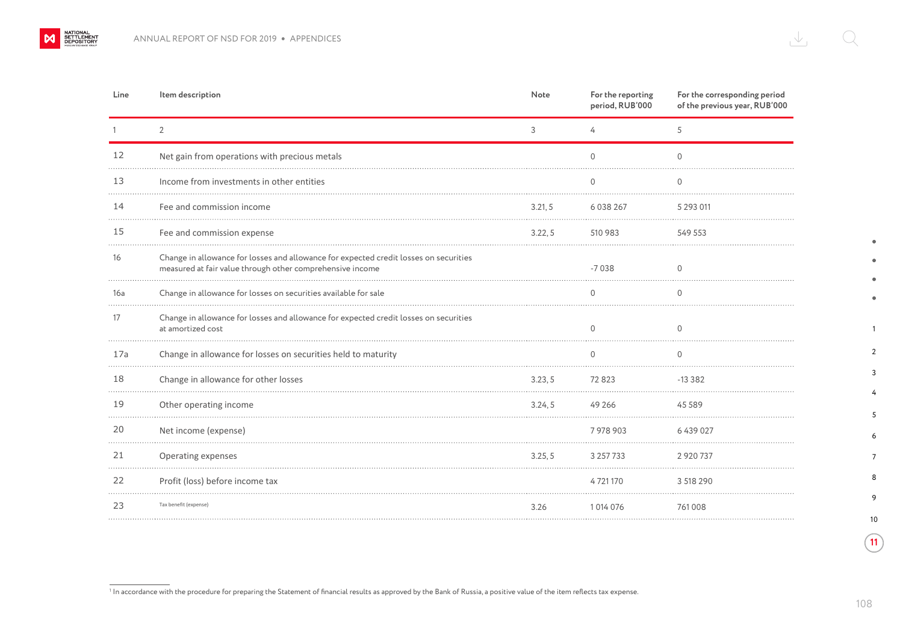| Line | Item description | Note | For the reporting period, RUB'000 | For the corresponding period of the previous year, RUB'000 |
|---|---|---|---|---|
| 1 | 2 | 3 | 4 | 5 |
| 12 | Net gain from operations with precious metals | | 0 | 0 |
| 13 | Income from investments in other entities | | 0 | 0 |
| 14 | Fee and commission income | 3.21, 5 | 6 038 267 | 5 293 011 |
| 15 | Fee and commission expense | 3.22, 5 | 510 983 | 549 553 |
| 16 | Change in allowance for losses and allowance for expected credit losses on securities measured at fair value through other comprehensive income | | -7 038 | 0 |
| 16a | Change in allowance for losses on securities available for sale | | 0 | 0 |
| 17 | Change in allowance for losses and allowance for expected credit losses on securities at amortized cost | | 0 | 0 |
| 17a | Change in allowance for losses on securities held to maturity | | 0 | 0 |
| 18 | Change in allowance for other losses | 3.23, 5 | 72 823 | -13 382 |
| 19 | Other operating income | 3.24, 5 | 49 266 | 45 589 |
| 20 | Net income (expense) | | 7 978 903 | 6 439 027 |
| 21 | Operating expenses | 3.25, 5 | 3 257 733 | 2 920 737 |
| 22 | Profit (loss) before income tax | | 4 721 170 | 3 518 290 |
| 23 | Tax benefit (expense) | 3.26 | 1 014 076 | 761 008 |

[1] In accordance with the procedure for preparing the Statement of financial results as approved by the Bank of Russia, a positive value of the item reflects tax expense.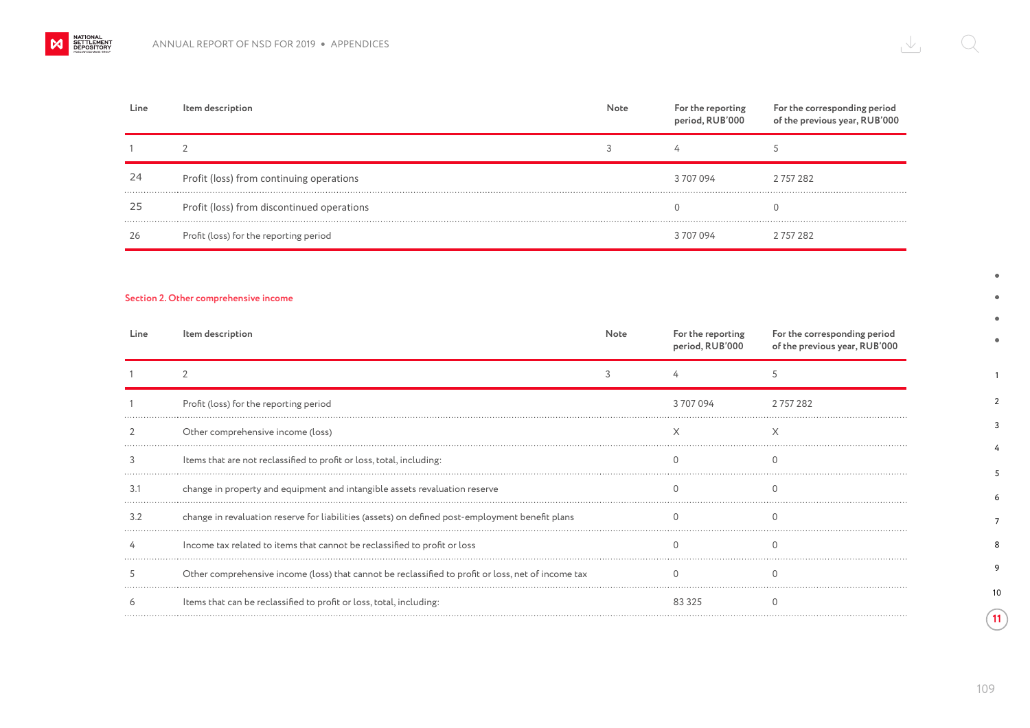| Line | Item description | Note | For the reporting period, RUB'000 | For the corresponding period of the previous year, RUB'000 |
|---|---|---|---|---|
| 1 | 2 | 3 | 4 | 5 |
| 24 | Profit (loss) from continuing operations | | 3 707 094 | 2 757 282 |
| 25 | Profit (loss) from discontinued operations | | 0 | 0 |
| 26 | Profit (loss) for the reporting period | | 3 707 094 | 2 757 282 |

### Section 2. Other comprehensive income

| Line | Item description | Note | For the reporting period, RUB'000 | For the corresponding period of the previous year, RUB'000 |
|---|---|---|---|---|
| 1 | 2 | 3 | 4 | 5 |
| 1 | Profit (loss) for the reporting period | | 3 707 094 | 2 757 282 |
| 2 | Other comprehensive income (loss) | | X | X |
| 3 | Items that are not reclassified to profit or loss, total, including: | | 0 | 0 |
| 3.1 | change in property and equipment and intangible assets revaluation reserve | | 0 | 0 |
| 3.2 | change in revaluation reserve for liabilities (assets) on defined post-employment benefit plans | | 0 | 0 |
| 4 | Income tax related to items that cannot be reclassified to profit or loss | | 0 | 0 |
| 5 | Other comprehensive income (loss) that cannot be reclassified to profit or loss, net of income tax | | 0 | 0 |
| 6 | Items that can be reclassified to profit or loss, total, including: | | 83 325 | 0 |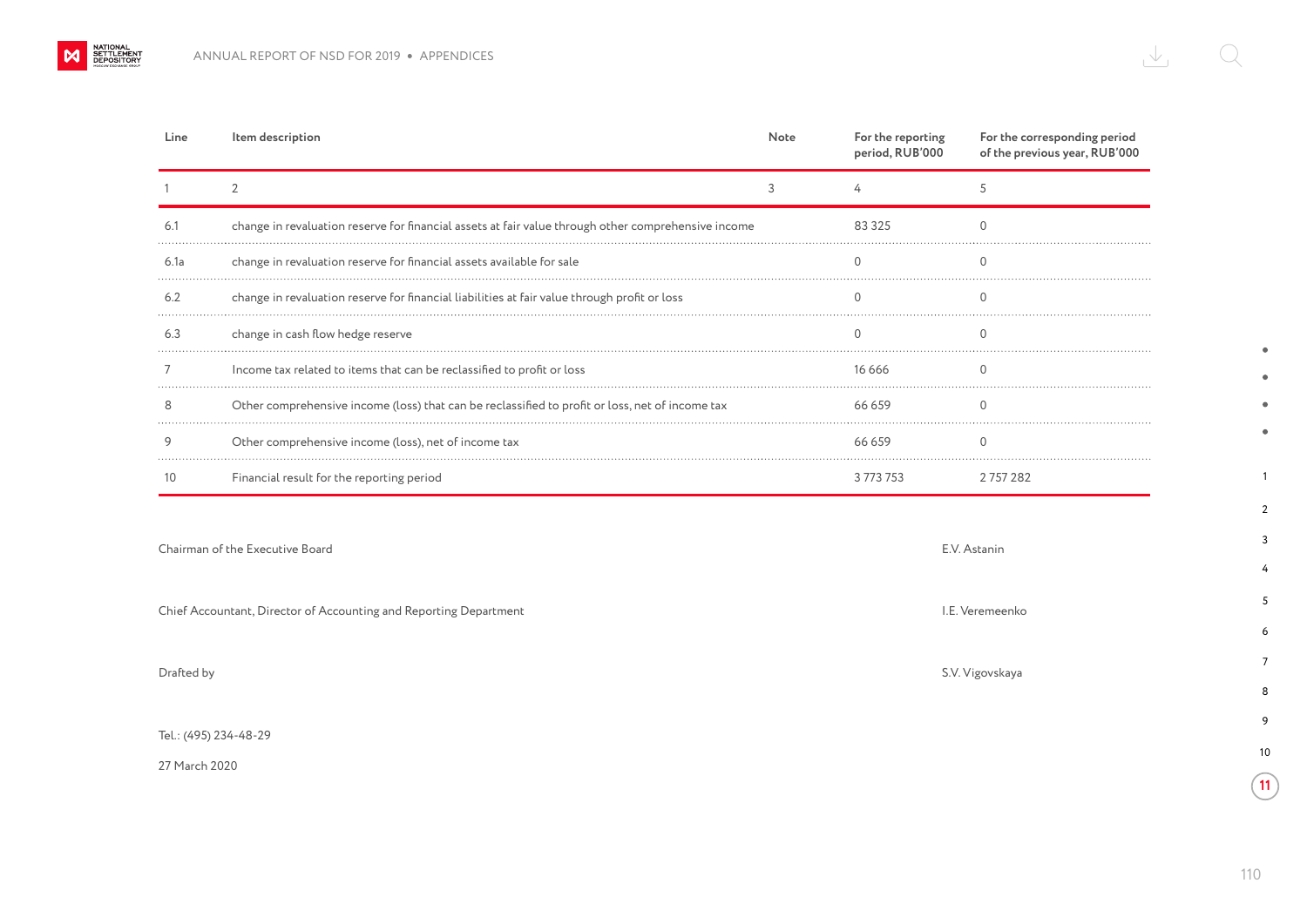| Line | Item description | Note | For the reporting period, RUB'000 | For the corresponding period of the previous year, RUB'000 |
|---|---|---|---|---|
| 1 | 2 | 3 | 4 | 5 |
| 6.1 | change in revaluation reserve for financial assets at fair value through other comprehensive income | | 83 325 | 0 |
| 6.1a | change in revaluation reserve for financial assets available for sale | | 0 | 0 |
| 6.2 | change in revaluation reserve for financial liabilities at fair value through profit or loss | | 0 | 0 |
| 6.3 | change in cash flow hedge reserve | | 0 | 0 |
| 7 | Income tax related to items that can be reclassified to profit or loss | | 16 666 | 0 |
| 8 | Other comprehensive income (loss) that can be reclassified to profit or loss, net of income tax | | 66 659 | 0 |
| 9 | Other comprehensive income (loss), net of income tax | | 66 659 | 0 |
| 10 | Financial result for the reporting period | | 3 773 753 | 2 757 282 |

Chairman of the Executive Board — E.V. Astanin

Chief Accountant, Director of Accounting and Reporting Department — I.E. Veremeenko

Drafted by — S.V. Vigovskaya

Tel.: (495) 234-48-29

27 March 2020